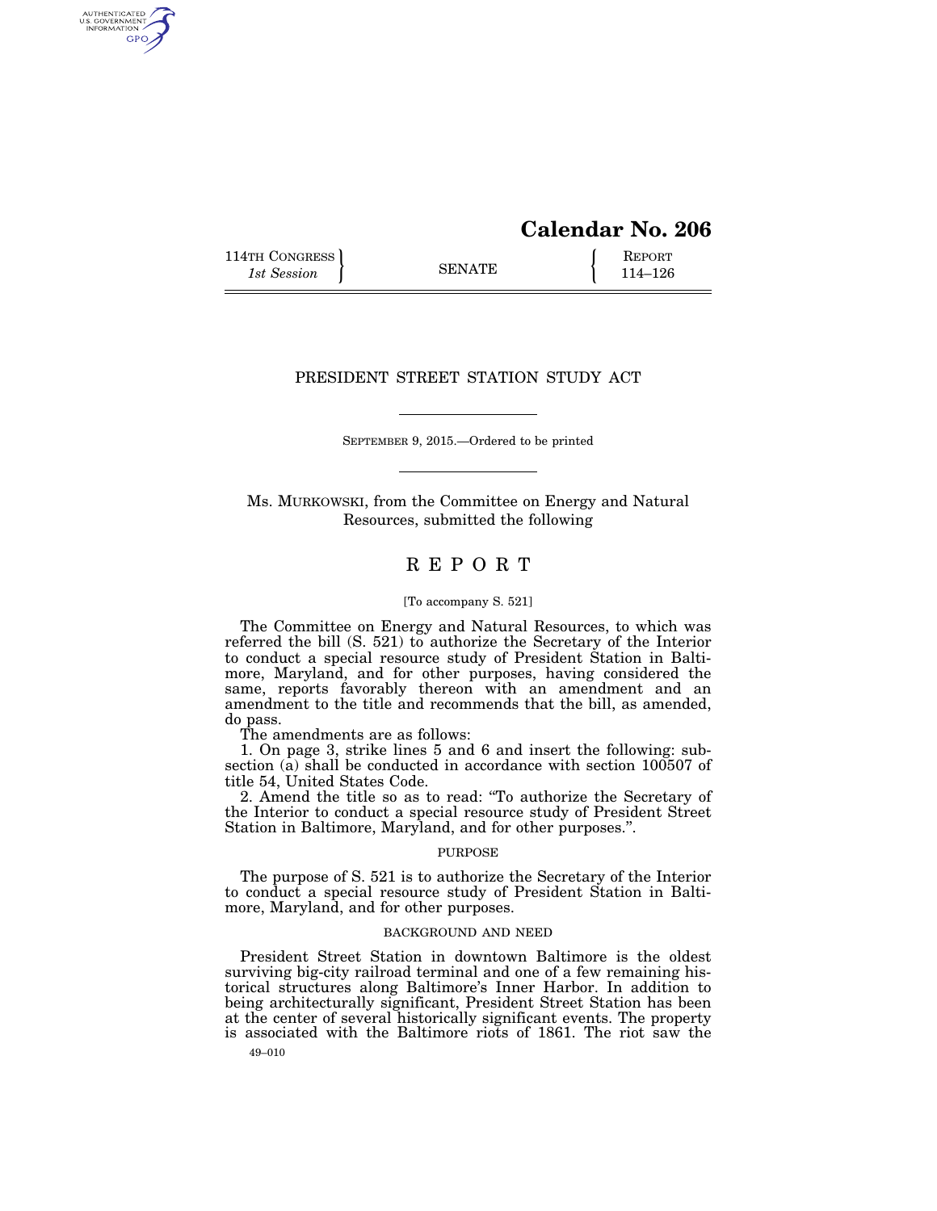# Calendar No. 206

114TH CONGRESS
*1st Session*

SENATE

REPORT
114–126

## PRESIDENT STREET STATION STUDY ACT

SEPTEMBER 9, 2015.—Ordered to be printed

Ms. MURKOWSKI, from the Committee on Energy and Natural Resources, submitted the following

## REPORT

[To accompany S. 521]

The Committee on Energy and Natural Resources, to which was referred the bill (S. 521) to authorize the Secretary of the Interior to conduct a special resource study of President Station in Baltimore, Maryland, and for other purposes, having considered the same, reports favorably thereon with an amendment and an amendment to the title and recommends that the bill, as amended, do pass.

The amendments are as follows:

1. On page 3, strike lines 5 and 6 and insert the following: subsection (a) shall be conducted in accordance with section 100507 of title 54, United States Code.

2. Amend the title so as to read: "To authorize the Secretary of the Interior to conduct a special resource study of President Street Station in Baltimore, Maryland, and for other purposes.".

### PURPOSE

The purpose of S. 521 is to authorize the Secretary of the Interior to conduct a special resource study of President Station in Baltimore, Maryland, and for other purposes.

### BACKGROUND AND NEED

President Street Station in downtown Baltimore is the oldest surviving big-city railroad terminal and one of a few remaining historical structures along Baltimore's Inner Harbor. In addition to being architecturally significant, President Street Station has been at the center of several historically significant events. The property is associated with the Baltimore riots of 1861. The riot saw the

49–010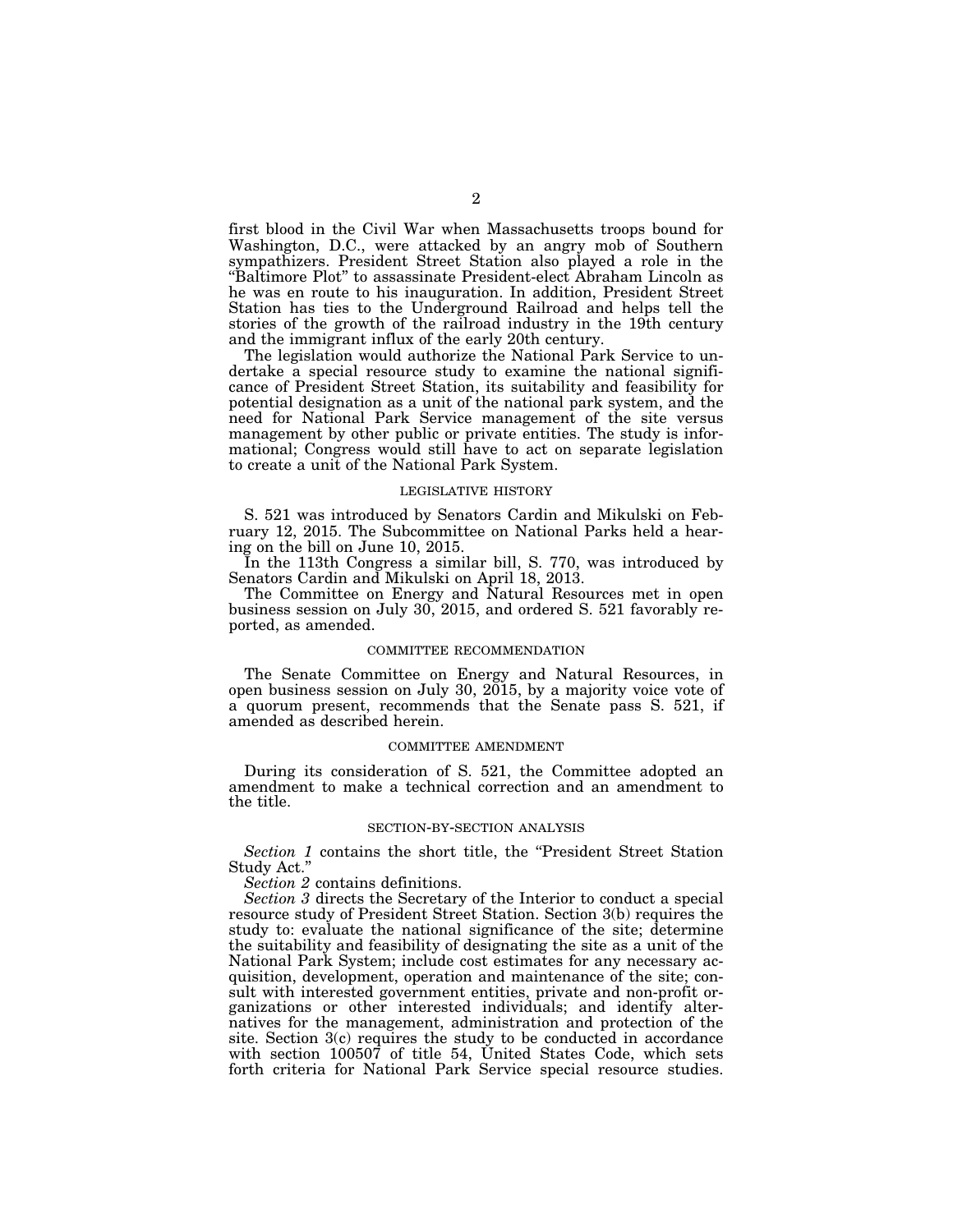first blood in the Civil War when Massachusetts troops bound for Washington, D.C., were attacked by an angry mob of Southern sympathizers. President Street Station also played a role in the "Baltimore Plot" to assassinate President-elect Abraham Lincoln as he was en route to his inauguration. In addition, President Street Station has ties to the Underground Railroad and helps tell the stories of the growth of the railroad industry in the 19th century and the immigrant influx of the early 20th century.

The legislation would authorize the National Park Service to undertake a special resource study to examine the national significance of President Street Station, its suitability and feasibility for potential designation as a unit of the national park system, and the need for National Park Service management of the site versus management by other public or private entities. The study is informational; Congress would still have to act on separate legislation to create a unit of the National Park System.

## LEGISLATIVE HISTORY

S. 521 was introduced by Senators Cardin and Mikulski on February 12, 2015. The Subcommittee on National Parks held a hearing on the bill on June 10, 2015.

In the 113th Congress a similar bill, S. 770, was introduced by Senators Cardin and Mikulski on April 18, 2013.

The Committee on Energy and Natural Resources met in open business session on July 30, 2015, and ordered S. 521 favorably reported, as amended.

## COMMITTEE RECOMMENDATION

The Senate Committee on Energy and Natural Resources, in open business session on July 30, 2015, by a majority voice vote of a quorum present, recommends that the Senate pass S. 521, if amended as described herein.

## COMMITTEE AMENDMENT

During its consideration of S. 521, the Committee adopted an amendment to make a technical correction and an amendment to the title.

## SECTION-BY-SECTION ANALYSIS

*Section 1* contains the short title, the "President Street Station Study Act."

*Section 2* contains definitions.

*Section 3* directs the Secretary of the Interior to conduct a special resource study of President Street Station. Section 3(b) requires the study to: evaluate the national significance of the site; determine the suitability and feasibility of designating the site as a unit of the National Park System; include cost estimates for any necessary acquisition, development, operation and maintenance of the site; consult with interested government entities, private and non-profit organizations or other interested individuals; and identify alternatives for the management, administration and protection of the site. Section 3(c) requires the study to be conducted in accordance with section 100507 of title 54, United States Code, which sets forth criteria for National Park Service special resource studies.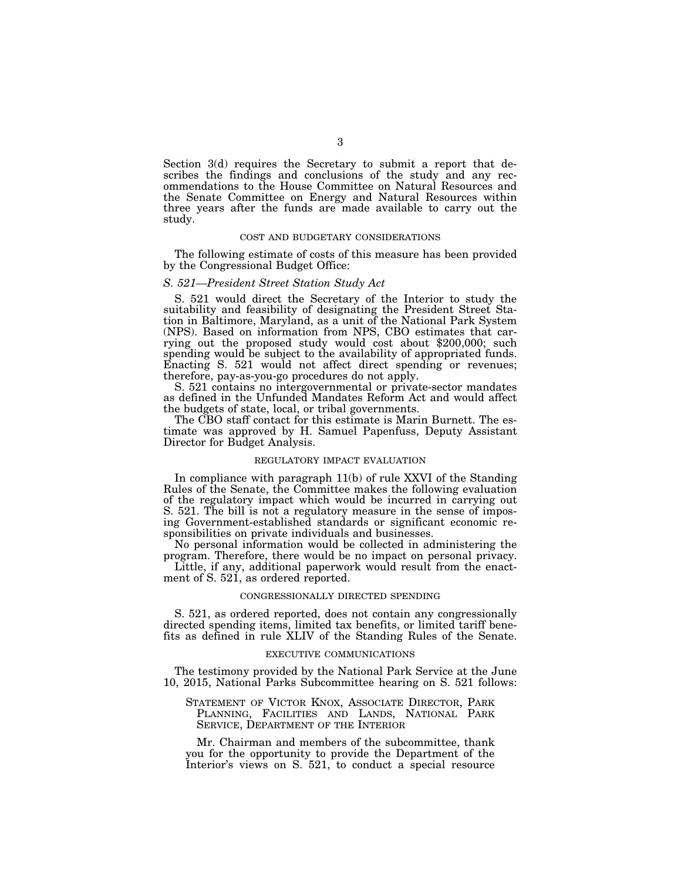Section 3(d) requires the Secretary to submit a report that describes the findings and conclusions of the study and any recommendations to the House Committee on Natural Resources and the Senate Committee on Energy and Natural Resources within three years after the funds are made available to carry out the study.

## COST AND BUDGETARY CONSIDERATIONS

The following estimate of costs of this measure has been provided by the Congressional Budget Office:

*S. 521—President Street Station Study Act*

S. 521 would direct the Secretary of the Interior to study the suitability and feasibility of designating the President Street Station in Baltimore, Maryland, as a unit of the National Park System (NPS). Based on information from NPS, CBO estimates that carrying out the proposed study would cost about $200,000; such spending would be subject to the availability of appropriated funds. Enacting S. 521 would not affect direct spending or revenues; therefore, pay-as-you-go procedures do not apply.

S. 521 contains no intergovernmental or private-sector mandates as defined in the Unfunded Mandates Reform Act and would affect the budgets of state, local, or tribal governments.

The CBO staff contact for this estimate is Marin Burnett. The estimate was approved by H. Samuel Papenfuss, Deputy Assistant Director for Budget Analysis.

## REGULATORY IMPACT EVALUATION

In compliance with paragraph 11(b) of rule XXVI of the Standing Rules of the Senate, the Committee makes the following evaluation of the regulatory impact which would be incurred in carrying out S. 521. The bill is not a regulatory measure in the sense of imposing Government-established standards or significant economic responsibilities on private individuals and businesses.

No personal information would be collected in administering the program. Therefore, there would be no impact on personal privacy.

Little, if any, additional paperwork would result from the enactment of S. 521, as ordered reported.

## CONGRESSIONALLY DIRECTED SPENDING

S. 521, as ordered reported, does not contain any congressionally directed spending items, limited tax benefits, or limited tariff benefits as defined in rule XLIV of the Standing Rules of the Senate.

## EXECUTIVE COMMUNICATIONS

The testimony provided by the National Park Service at the June 10, 2015, National Parks Subcommittee hearing on S. 521 follows:

STATEMENT OF VICTOR KNOX, ASSOCIATE DIRECTOR, PARK PLANNING, FACILITIES AND LANDS, NATIONAL PARK SERVICE, DEPARTMENT OF THE INTERIOR

Mr. Chairman and members of the subcommittee, thank you for the opportunity to provide the Department of the Interior's views on S. 521, to conduct a special resource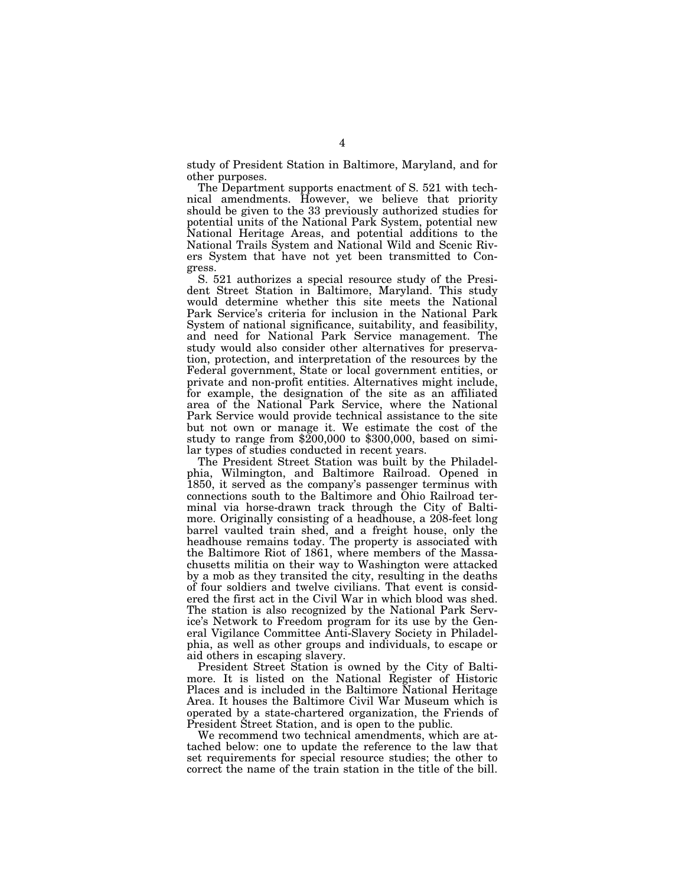study of President Station in Baltimore, Maryland, and for other purposes.

The Department supports enactment of S. 521 with technical amendments. However, we believe that priority should be given to the 33 previously authorized studies for potential units of the National Park System, potential new National Heritage Areas, and potential additions to the National Trails System and National Wild and Scenic Rivers System that have not yet been transmitted to Congress.

S. 521 authorizes a special resource study of the President Street Station in Baltimore, Maryland. This study would determine whether this site meets the National Park Service's criteria for inclusion in the National Park System of national significance, suitability, and feasibility, and need for National Park Service management. The study would also consider other alternatives for preservation, protection, and interpretation of the resources by the Federal government, State or local government entities, or private and non-profit entities. Alternatives might include, for example, the designation of the site as an affiliated area of the National Park Service, where the National Park Service would provide technical assistance to the site but not own or manage it. We estimate the cost of the study to range from $200,000 to $300,000, based on similar types of studies conducted in recent years.

The President Street Station was built by the Philadelphia, Wilmington, and Baltimore Railroad. Opened in 1850, it served as the company's passenger terminus with connections south to the Baltimore and Ohio Railroad terminal via horse-drawn track through the City of Baltimore. Originally consisting of a headhouse, a 208-feet long barrel vaulted train shed, and a freight house, only the headhouse remains today. The property is associated with the Baltimore Riot of 1861, where members of the Massachusetts militia on their way to Washington were attacked by a mob as they transited the city, resulting in the deaths of four soldiers and twelve civilians. That event is considered the first act in the Civil War in which blood was shed. The station is also recognized by the National Park Service's Network to Freedom program for its use by the General Vigilance Committee Anti-Slavery Society in Philadelphia, as well as other groups and individuals, to escape or aid others in escaping slavery.

President Street Station is owned by the City of Baltimore. It is listed on the National Register of Historic Places and is included in the Baltimore National Heritage Area. It houses the Baltimore Civil War Museum which is operated by a state-chartered organization, the Friends of President Street Station, and is open to the public.

We recommend two technical amendments, which are attached below: one to update the reference to the law that set requirements for special resource studies; the other to correct the name of the train station in the title of the bill.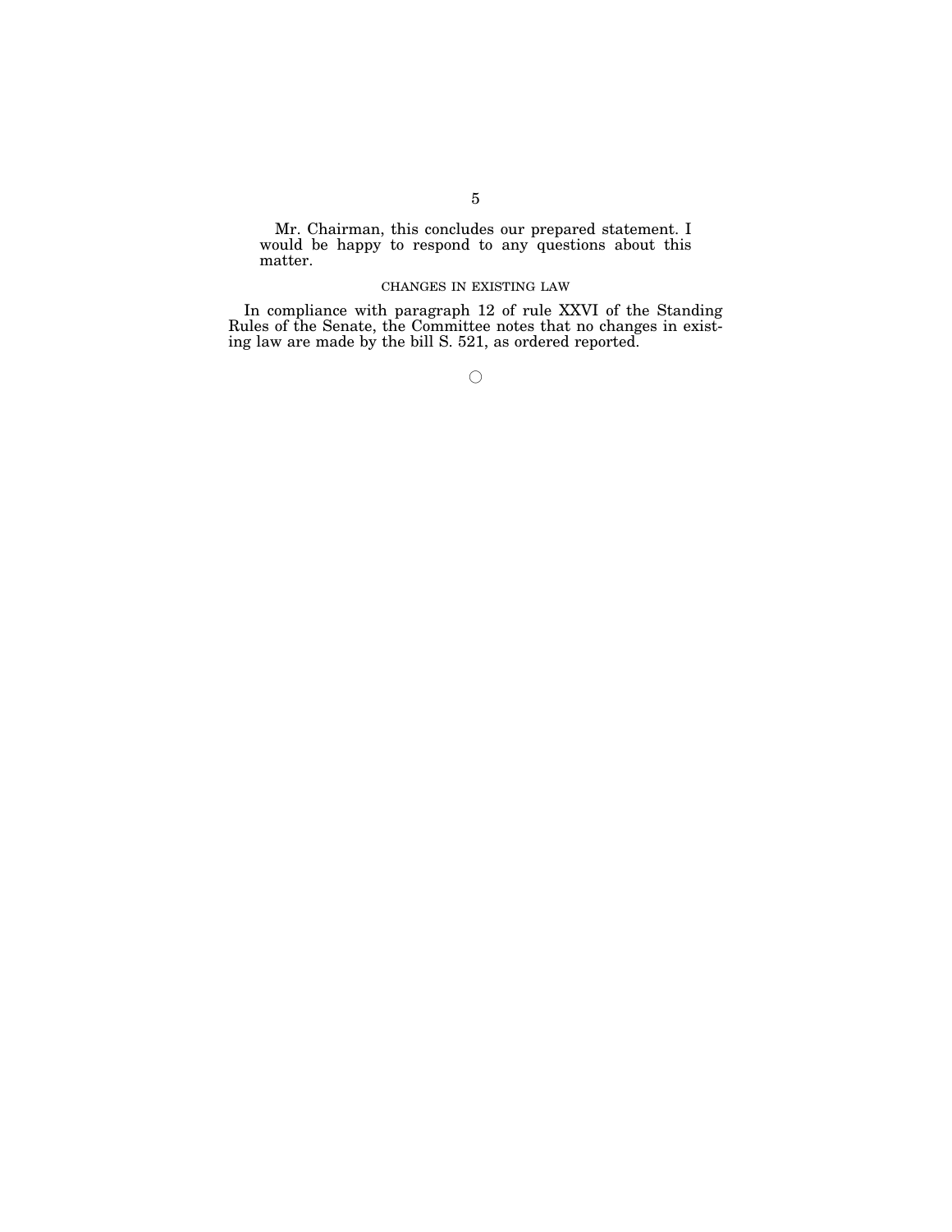Mr. Chairman, this concludes our prepared statement. I would be happy to respond to any questions about this matter.

## CHANGES IN EXISTING LAW

In compliance with paragraph 12 of rule XXVI of the Standing Rules of the Senate, the Committee notes that no changes in existing law are made by the bill S. 521, as ordered reported.